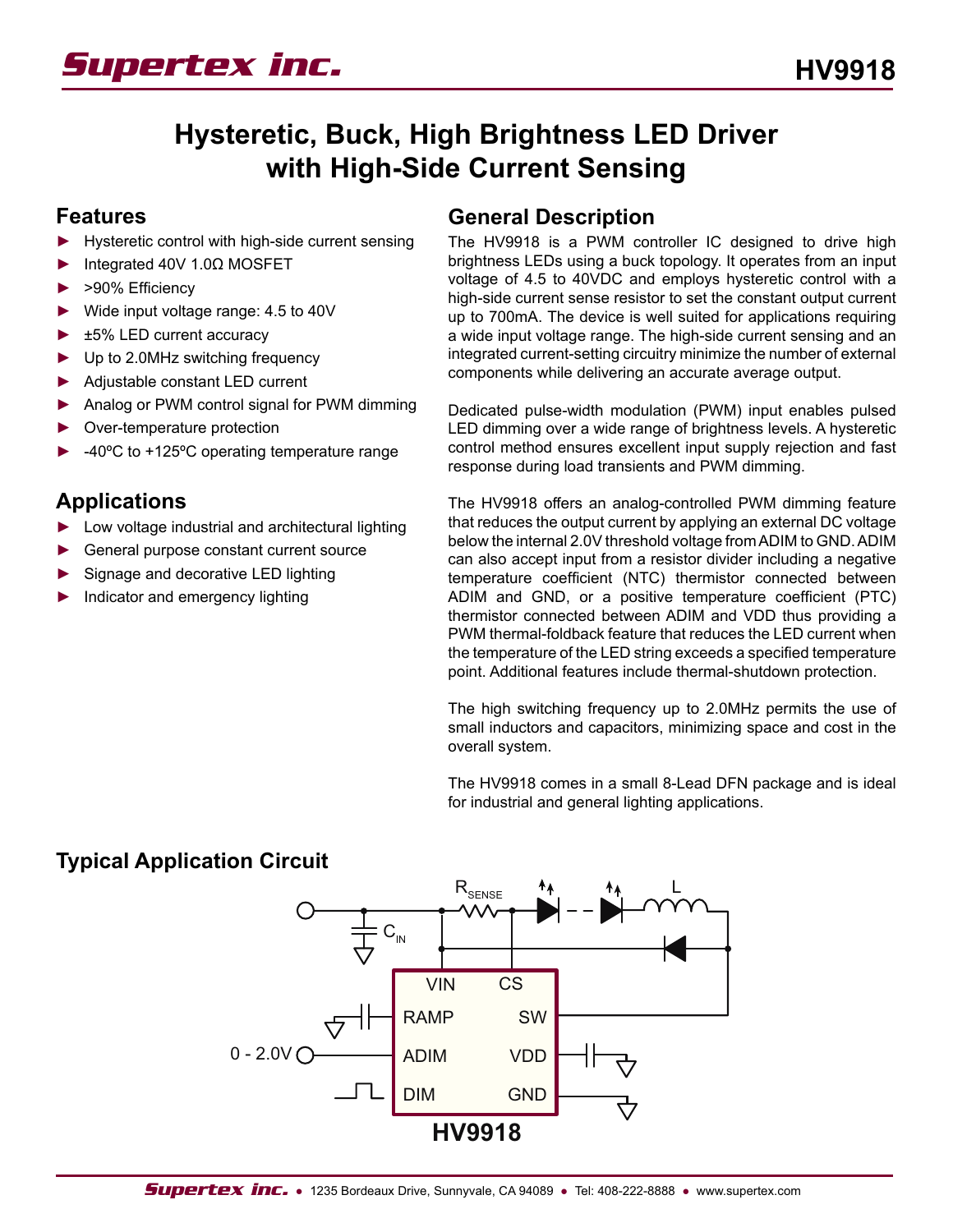# HV9918

## Hysteretic, Buck, High Brightness LED Driver with High-Side Current Sensing

### Features

- Hysteretic control with high-side current sensing
- Integrated 40V 1.0Ω MOSFET
- >90% Efficiency
- Wide input voltage range: 4.5 to 40V
- ±5% LED current accuracy
- Up to 2.0MHz switching frequency
- Adjustable constant LED current
- Analog or PWM control signal for PWM dimming
- Over-temperature protection
- -40ºC to +125ºC operating temperature range

### Applications

- Low voltage industrial and architectural lighting
- General purpose constant current source
- Signage and decorative LED lighting
- Indicator and emergency lighting

### General Description

The HV9918 is a PWM controller IC designed to drive high brightness LEDs using a buck topology. It operates from an input voltage of 4.5 to 40VDC and employs hysteretic control with a high-side current sense resistor to set the constant output current up to 700mA. The device is well suited for applications requiring a wide input voltage range. The high-side current sensing and an integrated current-setting circuitry minimize the number of external components while delivering an accurate average output.

Dedicated pulse-width modulation (PWM) input enables pulsed LED dimming over a wide range of brightness levels. A hysteretic control method ensures excellent input supply rejection and fast response during load transients and PWM dimming.

The HV9918 offers an analog-controlled PWM dimming feature that reduces the output current by applying an external DC voltage below the internal 2.0V threshold voltage from ADIM to GND. ADIM can also accept input from a resistor divider including a negative temperature coefficient (NTC) thermistor connected between ADIM and GND, or a positive temperature coefficient (PTC) thermistor connected between ADIM and VDD thus providing a PWM thermal-foldback feature that reduces the LED current when the temperature of the LED string exceeds a specified temperature point. Additional features include thermal-shutdown protection.

The high switching frequency up to 2.0MHz permits the use of small inductors and capacitors, minimizing space and cost in the overall system.

The HV9918 comes in a small 8-Lead DFN package and is ideal for industrial and general lighting applications.

### Typical Application Circuit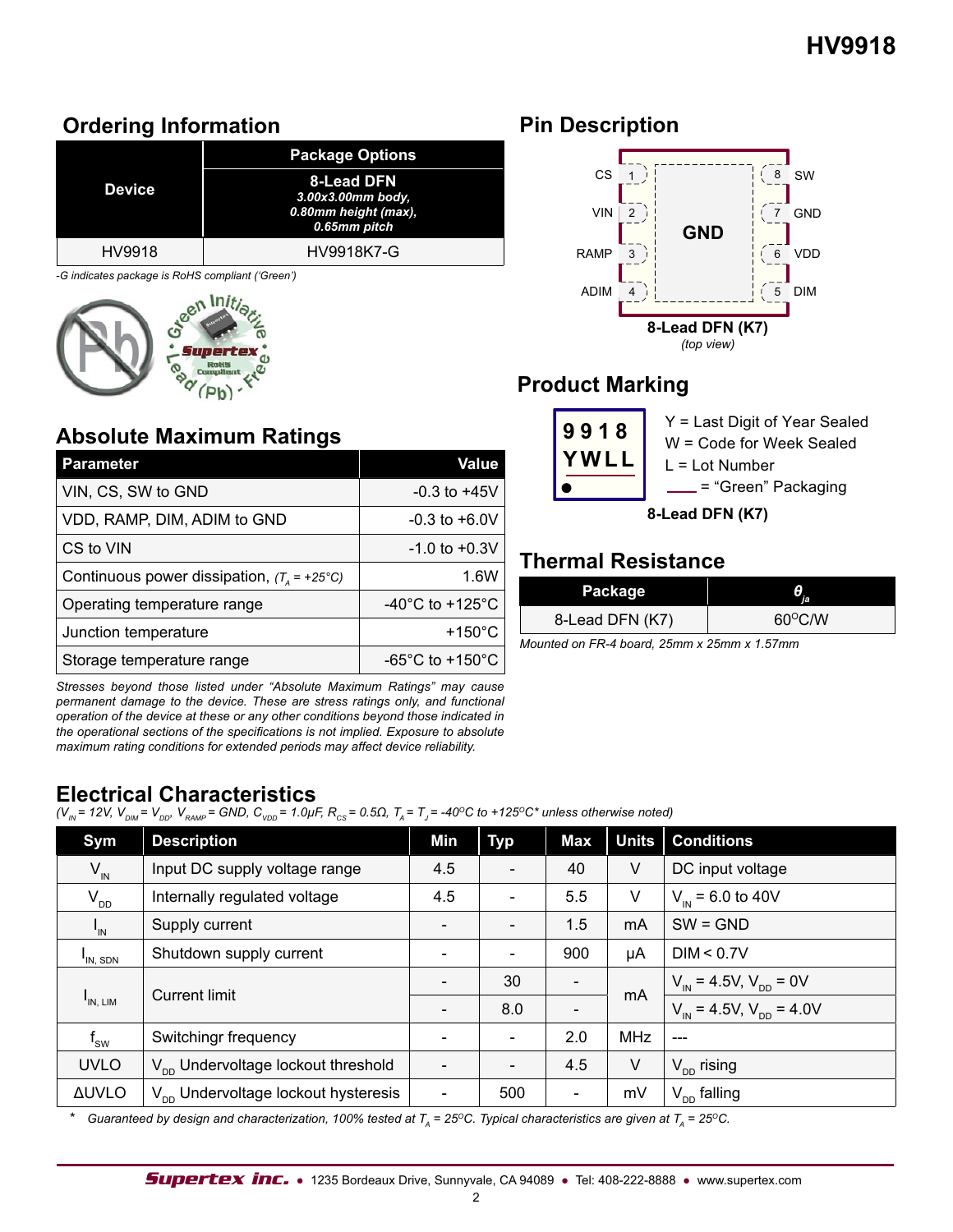## Ordering Information

| Device | Package Options |
|---|---|
| | **8-Lead DFN** *3.00x3.00mm body, 0.80mm height (max), 0.65mm pitch* |
| HV9918 | HV9918K7-G |

*-G indicates package is RoHS compliant ('Green')*

## Pin Description

| Pin | Name | Pin | Name |
|---|---|---|---|
| 1 | CS | 8 | SW |
| 2 | VIN | 7 | GND |
| 3 | RAMP | 6 | VDD |
| 4 | ADIM | 5 | DIM |

Exposed pad: GND

**8-Lead DFN (K7)**
*(top view)*

## Absolute Maximum Ratings

| Parameter | Value |
|---|---|
| VIN, CS, SW to GND | -0.3 to +45V |
| VDD, RAMP, DIM, ADIM to GND | -0.3 to +6.0V |
| CS to VIN | -1.0 to +0.3V |
| Continuous power dissipation, *($T_A$ = +25°C)* | 1.6W |
| Operating temperature range | -40°C to +125°C |
| Junction temperature | +150°C |
| Storage temperature range | -65°C to +150°C |

*Stresses beyond those listed under "Absolute Maximum Ratings" may cause permanent damage to the device. These are stress ratings only, and functional operation of the device at these or any other conditions beyond those indicated in the operational sections of the specifications is not implied. Exposure to absolute maximum rating conditions for extended periods may affect device reliability.*

## Product Marking

```
9918
YWLL
```

Y = Last Digit of Year Sealed
W = Code for Week Sealed
L = Lot Number
___ = "Green" Packaging

**8-Lead DFN (K7)**

## Thermal Resistance

| Package | $\theta_{ja}$ |
|---|---|
| 8-Lead DFN (K7) | 60°C/W |

*Mounted on FR-4 board, 25mm x 25mm x 1.57mm*

## Electrical Characteristics

*($V_{IN}$ = 12V, $V_{DIM}$ = $V_{DD}$, $V_{RAMP}$ = GND, $C_{VDD}$ = 1.0µF, $R_{CS}$ = 0.5Ω, $T_A$ = $T_J$ = -40°C to +125°C\* unless otherwise noted)*

| Sym | Description | Min | Typ | Max | Units | Conditions |
|---|---|---|---|---|---|---|
| $V_{IN}$ | Input DC supply voltage range | 4.5 | - | 40 | V | DC input voltage |
| $V_{DD}$ | Internally regulated voltage | 4.5 | - | 5.5 | V | $V_{IN}$ = 6.0 to 40V |
| $I_{IN}$ | Supply current | - | - | 1.5 | mA | SW = GND |
| $I_{IN,\ SDN}$ | Shutdown supply current | - | - | 900 | µA | DIM < 0.7V |
| $I_{IN,\ LIM}$ | Current limit | - | 30 | - | mA | $V_{IN}$ = 4.5V, $V_{DD}$ = 0V |
| | | - | 8.0 | - | | $V_{IN}$ = 4.5V, $V_{DD}$ = 4.0V |
| $f_{SW}$ | Switchingr frequency | - | - | 2.0 | MHz | --- |
| UVLO | $V_{DD}$ Undervoltage lockout threshold | - | - | 4.5 | V | $V_{DD}$ rising |
| ΔUVLO | $V_{DD}$ Undervoltage lockout hysteresis | - | 500 | - | mV | $V_{DD}$ falling |

\* *Guaranteed by design and characterization, 100% tested at $T_A$ = 25°C. Typical characteristics are given at $T_A$ = 25°C.*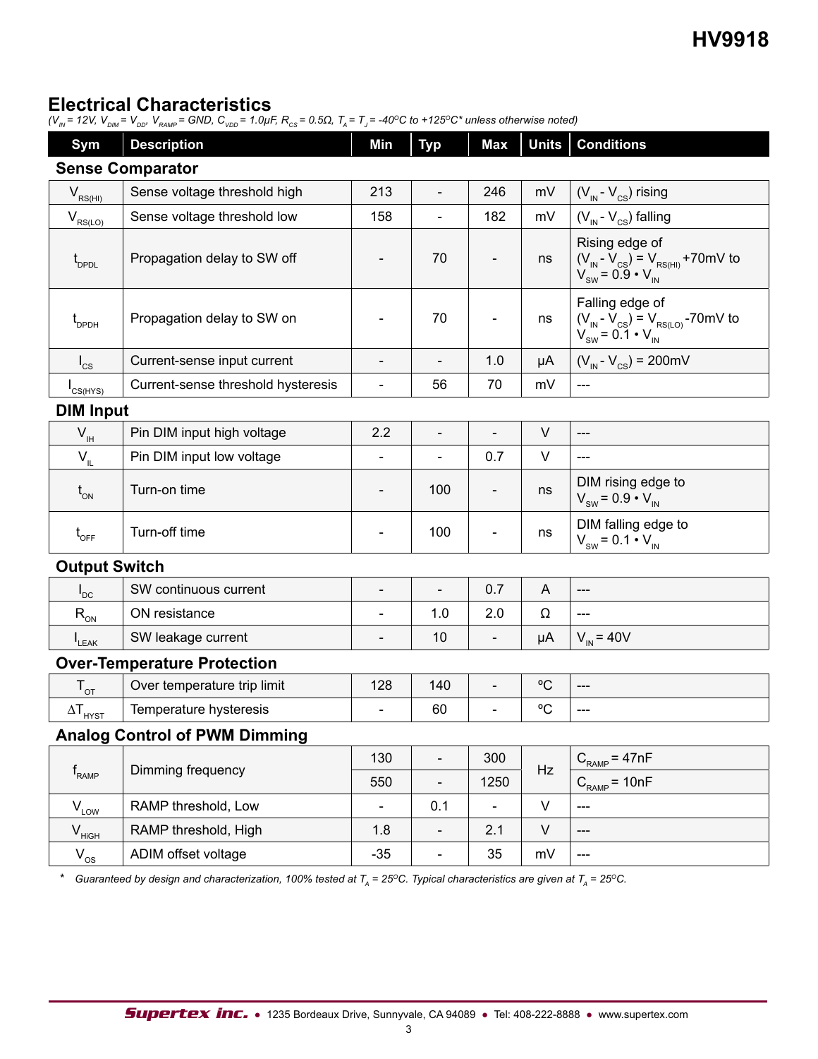## Electrical Characteristics

*($V_{IN}$ = 12V, $V_{DIM}$ = $V_{DD}$, $V_{RAMP}$ = GND, $C_{VDD}$ = 1.0µF, $R_{CS}$ = 0.5Ω, $T_A$ = $T_J$ = -40°C to +125°C* unless otherwise noted)*

| Sym | Description | Min | Typ | Max | Units | Conditions |
|---|---|---|---|---|---|---|
| **Sense Comparator** | | | | | | |
| $V_{RS(HI)}$ | Sense voltage threshold high | 213 | - | 246 | mV | ($V_{IN}$ - $V_{CS}$) rising |
| $V_{RS(LO)}$ | Sense voltage threshold low | 158 | - | 182 | mV | ($V_{IN}$ - $V_{CS}$) falling |
| $t_{DPDL}$ | Propagation delay to SW off | - | 70 | - | ns | Rising edge of ($V_{IN}$ - $V_{CS}$) = $V_{RS(HI)}$ +70mV to $V_{SW}$ = 0.9 • $V_{IN}$ |
| $t_{DPDH}$ | Propagation delay to SW on | - | 70 | - | ns | Falling edge of ($V_{IN}$ - $V_{CS}$) = $V_{RS(LO)}$ -70mV to $V_{SW}$ = 0.1 • $V_{IN}$ |
| $I_{CS}$ | Current-sense input current | - | - | 1.0 | µA | ($V_{IN}$ - $V_{CS}$) = 200mV |
| $I_{CS(HYS)}$ | Current-sense threshold hysteresis | - | 56 | 70 | mV | --- |
| **DIM Input** | | | | | | |
| $V_{IH}$ | Pin DIM input high voltage | 2.2 | - | - | V | --- |
| $V_{IL}$ | Pin DIM input low voltage | - | - | 0.7 | V | --- |
| $t_{ON}$ | Turn-on time | - | 100 | - | ns | DIM rising edge to $V_{SW}$ = 0.9 • $V_{IN}$ |
| $t_{OFF}$ | Turn-off time | - | 100 | - | ns | DIM falling edge to $V_{SW}$ = 0.1 • $V_{IN}$ |
| **Output Switch** | | | | | | |
| $I_{DC}$ | SW continuous current | - | - | 0.7 | A | --- |
| $R_{ON}$ | ON resistance | - | 1.0 | 2.0 | Ω | --- |
| $I_{LEAK}$ | SW leakage current | - | 10 | - | µA | $V_{IN}$ = 40V |
| **Over-Temperature Protection** | | | | | | |
| $T_{OT}$ | Over temperature trip limit | 128 | 140 | - | ºC | --- |
| $\Delta T_{HYST}$ | Temperature hysteresis | - | 60 | - | ºC | --- |
| **Analog Control of PWM Dimming** | | | | | | |
| $f_{RAMP}$ | Dimming frequency | 130 | - | 300 | Hz | $C_{RAMP}$ = 47nF |
| | | 550 | - | 1250 | | $C_{RAMP}$ = 10nF |
| $V_{LOW}$ | RAMP threshold, Low | - | 0.1 | - | V | --- |
| $V_{HIGH}$ | RAMP threshold, High | 1.8 | - | 2.1 | V | --- |
| $V_{OS}$ | ADIM offset voltage | -35 | - | 35 | mV | --- |

\* *Guaranteed by design and characterization, 100% tested at $T_A$ = 25°C. Typical characteristics are given at $T_A$ = 25°C.*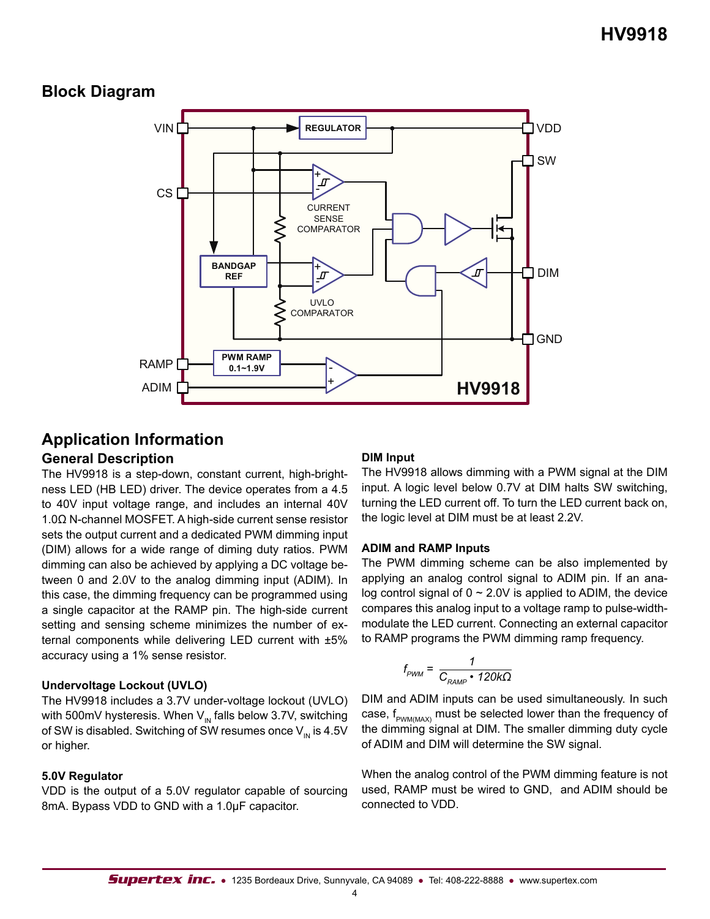## Block Diagram

## Application Information

### General Description

The HV9918 is a step-down, constant current, high-brightness LED (HB LED) driver. The device operates from a 4.5 to 40V input voltage range, and includes an internal 40V 1.0Ω N-channel MOSFET. A high-side current sense resistor sets the output current and a dedicated PWM dimming input (DIM) allows for a wide range of diming duty ratios. PWM dimming can also be achieved by applying a DC voltage between 0 and 2.0V to the analog dimming input (ADIM). In this case, the dimming frequency can be programmed using a single capacitor at the RAMP pin. The high-side current setting and sensing scheme minimizes the number of external components while delivering LED current with ±5% accuracy using a 1% sense resistor.

#### Undervoltage Lockout (UVLO)

The HV9918 includes a 3.7V under-voltage lockout (UVLO) with 500mV hysteresis. When $V_{IN}$ falls below 3.7V, switching of SW is disabled. Switching of SW resumes once $V_{IN}$ is 4.5V or higher.

#### 5.0V Regulator

VDD is the output of a 5.0V regulator capable of sourcing 8mA. Bypass VDD to GND with a 1.0µF capacitor.

#### DIM Input

The HV9918 allows dimming with a PWM signal at the DIM input. A logic level below 0.7V at DIM halts SW switching, turning the LED current off. To turn the LED current back on, the logic level at DIM must be at least 2.2V.

#### ADIM and RAMP Inputs

The PWM dimming scheme can be also implemented by applying an analog control signal to ADIM pin. If an analog control signal of 0 ~ 2.0V is applied to ADIM, the device compares this analog input to a voltage ramp to pulse-width-modulate the LED current. Connecting an external capacitor to RAMP programs the PWM dimming ramp frequency.

$$f_{PWM} = \frac{1}{C_{RAMP} \cdot 120k\Omega}$$

DIM and ADIM inputs can be used simultaneously. In such case, $f_{PWM(MAX)}$ must be selected lower than the frequency of the dimming signal at DIM. The smaller dimming duty cycle of ADIM and DIM will determine the SW signal.

When the analog control of the PWM dimming feature is not used, RAMP must be wired to GND, and ADIM should be connected to VDD.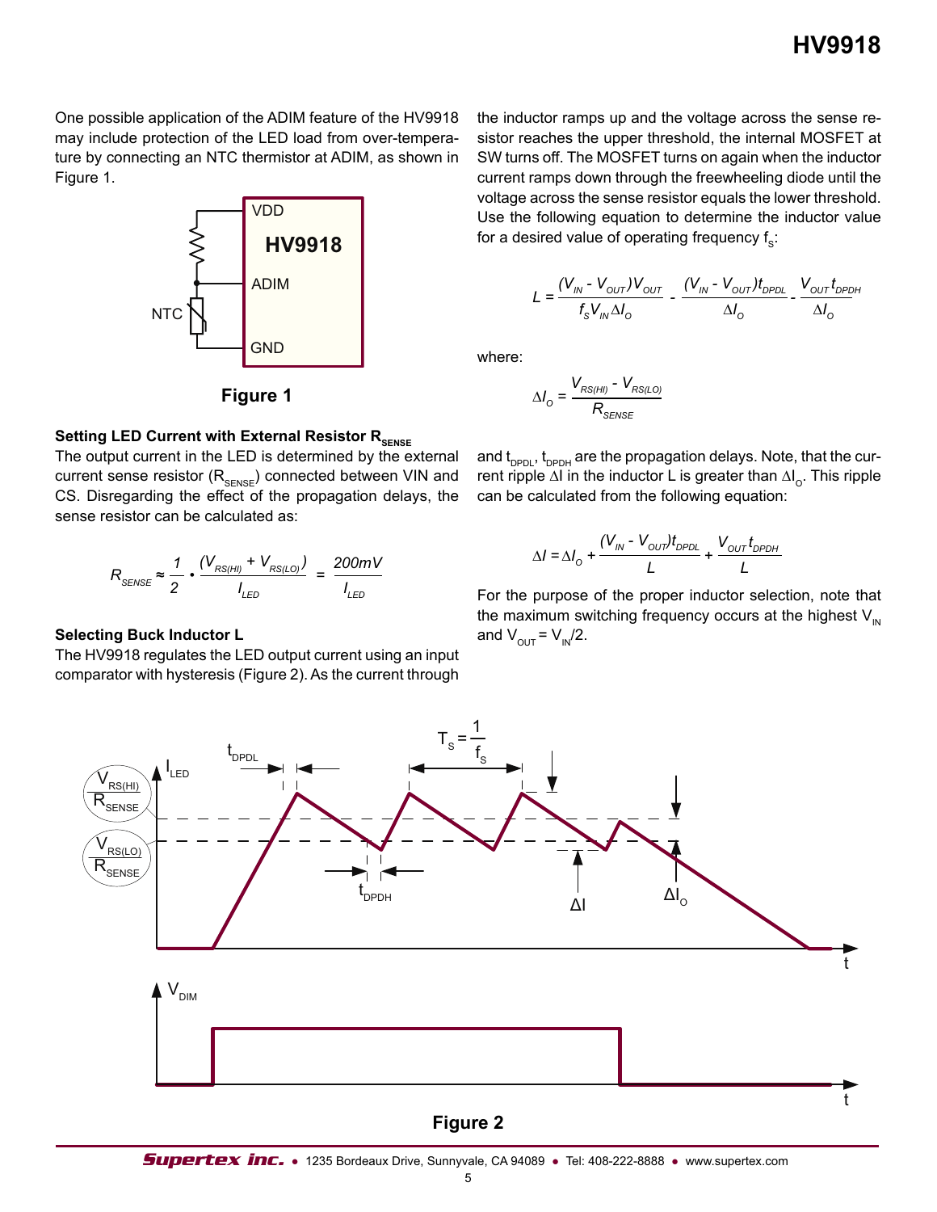One possible application of the ADIM feature of the HV9918 may include protection of the LED load from over-temperature by connecting an NTC thermistor at ADIM, as shown in Figure 1.

**Figure 1**

### Setting LED Current with External Resistor $R_{SENSE}$

The output current in the LED is determined by the external current sense resistor ($R_{SENSE}$) connected between VIN and CS. Disregarding the effect of the propagation delays, the sense resistor can be calculated as:

$$R_{SENSE} \approx \frac{1}{2} \cdot \frac{(V_{RS(HI)} + V_{RS(LO)})}{I_{LED}} = \frac{200mV}{I_{LED}}$$

### Selecting Buck Inductor L

The HV9918 regulates the LED output current using an input comparator with hysteresis (Figure 2). As the current through the inductor ramps up and the voltage across the sense resistor reaches the upper threshold, the internal MOSFET at SW turns off. The MOSFET turns on again when the inductor current ramps down through the freewheeling diode until the voltage across the sense resistor equals the lower threshold. Use the following equation to determine the inductor value for a desired value of operating frequency $f_S$:

$$L = \frac{(V_{IN} - V_{OUT})V_{OUT}}{f_S V_{IN} \Delta I_O} - \frac{(V_{IN} - V_{OUT})t_{DPDL}}{\Delta I_O} - \frac{V_{OUT} t_{DPDH}}{\Delta I_O}$$

where:

$$\Delta I_O = \frac{V_{RS(HI)} - V_{RS(LO)}}{R_{SENSE}}$$

and $t_{DPDL}$, $t_{DPDH}$ are the propagation delays. Note, that the current ripple $\Delta I$ in the inductor L is greater than $\Delta I_O$. This ripple can be calculated from the following equation:

$$\Delta I = \Delta I_O + \frac{(V_{IN} - V_{OUT})t_{DPDL}}{L} + \frac{V_{OUT} t_{DPDH}}{L}$$

For the purpose of the proper inductor selection, note that the maximum switching frequency occurs at the highest $V_{IN}$ and $V_{OUT} = V_{IN}/2$.

**Figure 2**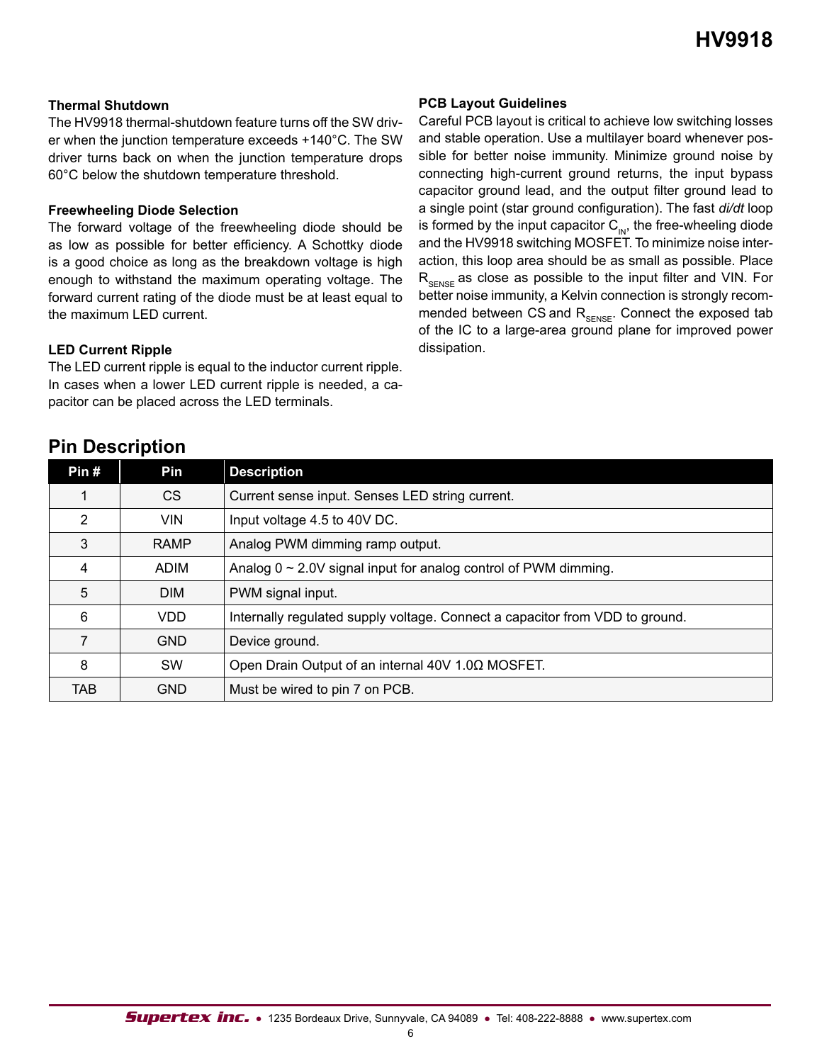### Thermal Shutdown

The HV9918 thermal-shutdown feature turns off the SW driver when the junction temperature exceeds +140°C. The SW driver turns back on when the junction temperature drops 60°C below the shutdown temperature threshold.

### Freewheeling Diode Selection

The forward voltage of the freewheeling diode should be as low as possible for better efficiency. A Schottky diode is a good choice as long as the breakdown voltage is high enough to withstand the maximum operating voltage. The forward current rating of the diode must be at least equal to the maximum LED current.

### LED Current Ripple

The LED current ripple is equal to the inductor current ripple. In cases when a lower LED current ripple is needed, a capacitor can be placed across the LED terminals.

### PCB Layout Guidelines

Careful PCB layout is critical to achieve low switching losses and stable operation. Use a multilayer board whenever possible for better noise immunity. Minimize ground noise by connecting high-current ground returns, the input bypass capacitor ground lead, and the output filter ground lead to a single point (star ground configuration). The fast *di/dt* loop is formed by the input capacitor $C_{IN}$, the free-wheeling diode and the HV9918 switching MOSFET. To minimize noise interaction, this loop area should be as small as possible. Place $R_{SENSE}$ as close as possible to the input filter and VIN. For better noise immunity, a Kelvin connection is strongly recommended between CS and $R_{SENSE}$. Connect the exposed tab of the IC to a large-area ground plane for improved power dissipation.

## Pin Description

| Pin # | Pin | Description |
|---|---|---|
| 1 | CS | Current sense input. Senses LED string current. |
| 2 | VIN | Input voltage 4.5 to 40V DC. |
| 3 | RAMP | Analog PWM dimming ramp output. |
| 4 | ADIM | Analog 0 ~ 2.0V signal input for analog control of PWM dimming. |
| 5 | DIM | PWM signal input. |
| 6 | VDD | Internally regulated supply voltage. Connect a capacitor from VDD to ground. |
| 7 | GND | Device ground. |
| 8 | SW | Open Drain Output of an internal 40V 1.0Ω MOSFET. |
| TAB | GND | Must be wired to pin 7 on PCB. |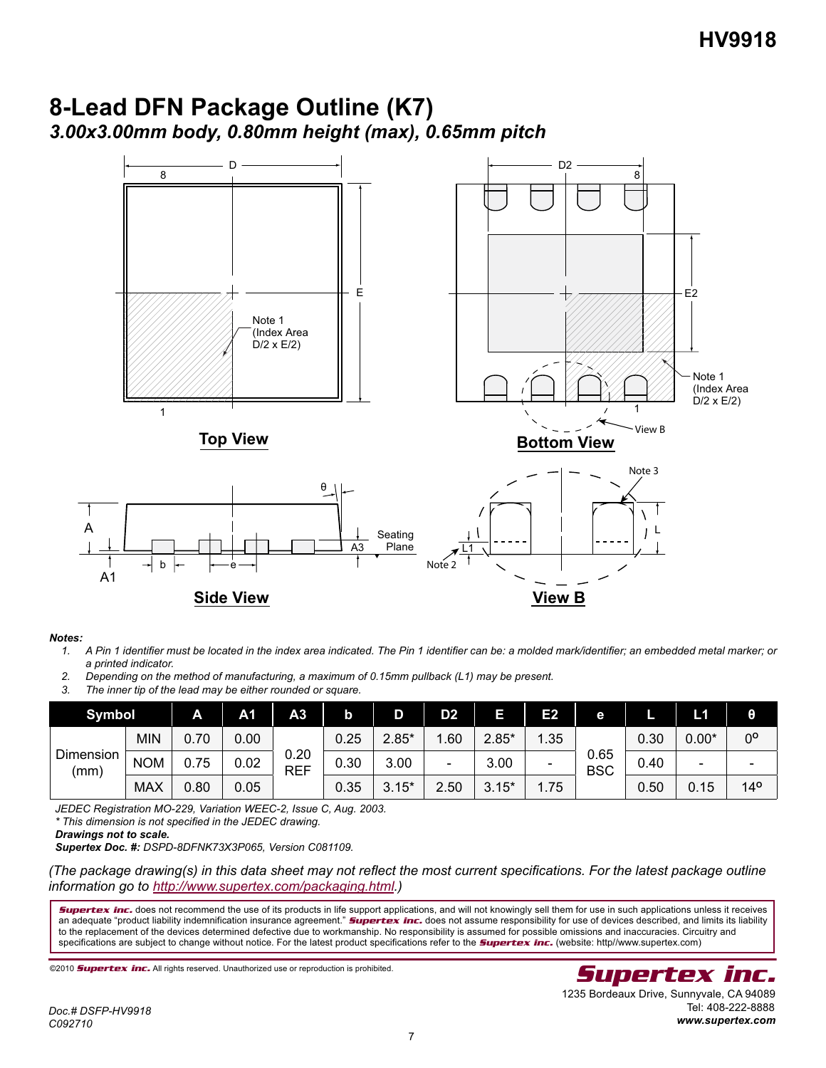## 8-Lead DFN Package Outline (K7)

### *3.00x3.00mm body, 0.80mm height (max), 0.65mm pitch*

D
8
E
Note 1
(Index Area
D/2 x E/2)
1

**Top View**

D2
8
E2
Note 1
(Index Area
D/2 x E/2)
1
View B

**Bottom View**

θ
A
A1
b
e
A3
Seating
Plane

**Side View**

Note 3
L
L1
Note 2

**View B**

***Notes:***

1. *A Pin 1 identifier must be located in the index area indicated. The Pin 1 identifier can be: a molded mark/identifier; an embedded metal marker; or a printed indicator.*
2. *Depending on the method of manufacturing, a maximum of 0.15mm pullback (L1) may be present.*
3. *The inner tip of the lead may be either rounded or square.*

| Symbol | | A | A1 | A3 | b | D | D2 | E | E2 | e | L | L1 | θ |
|---|---|---|---|---|---|---|---|---|---|---|---|---|---|
| Dimension (mm) | MIN | 0.70 | 0.00 | 0.20 REF | 0.25 | 2.85* | 1.60 | 2.85* | 1.35 | 0.65 BSC | 0.30 | 0.00* | 0° |
| | NOM | 0.75 | 0.02 | | 0.30 | 3.00 | - | 3.00 | - | | 0.40 | - | - |
| | MAX | 0.80 | 0.05 | | 0.35 | 3.15* | 2.50 | 3.15* | 1.75 | | 0.50 | 0.15 | 14° |

*JEDEC Registration MO-229, Variation WEEC-2, Issue C, Aug. 2003.*
*\* This dimension is not specified in the JEDEC drawing.*
***Drawings not to scale.***
***Supertex Doc. #:*** *DSPD-8DFNK73X3P065, Version C081109.*

*(The package drawing(s) in this data sheet may not reflect the most current specifications. For the latest package outline information go to [http://www.supertex.com/packaging.html](http://www.supertex.com/packaging.html).)*

***Supertex inc.*** does not recommend the use of its products in life support applications, and will not knowingly sell them for use in such applications unless it receives an adequate "product liability indemnification insurance agreement." ***Supertex inc.*** does not assume responsibility for use of devices described, and limits its liability to the replacement of the devices determined defective due to workmanship. No responsibility is assumed for possible omissions and inaccuracies. Circuitry and specifications are subject to change without notice. For the latest product specifications refer to the ***Supertex inc.*** (website: http//www.supertex.com)

©2010 ***Supertex inc.*** All rights reserved. Unauthorized use or reproduction is prohibited.

***Supertex inc.***
1235 Bordeaux Drive, Sunnyvale, CA 94089
Tel: 408-222-8888
***www.supertex.com***

*Doc.# DSFP-HV9918*
*C092710*